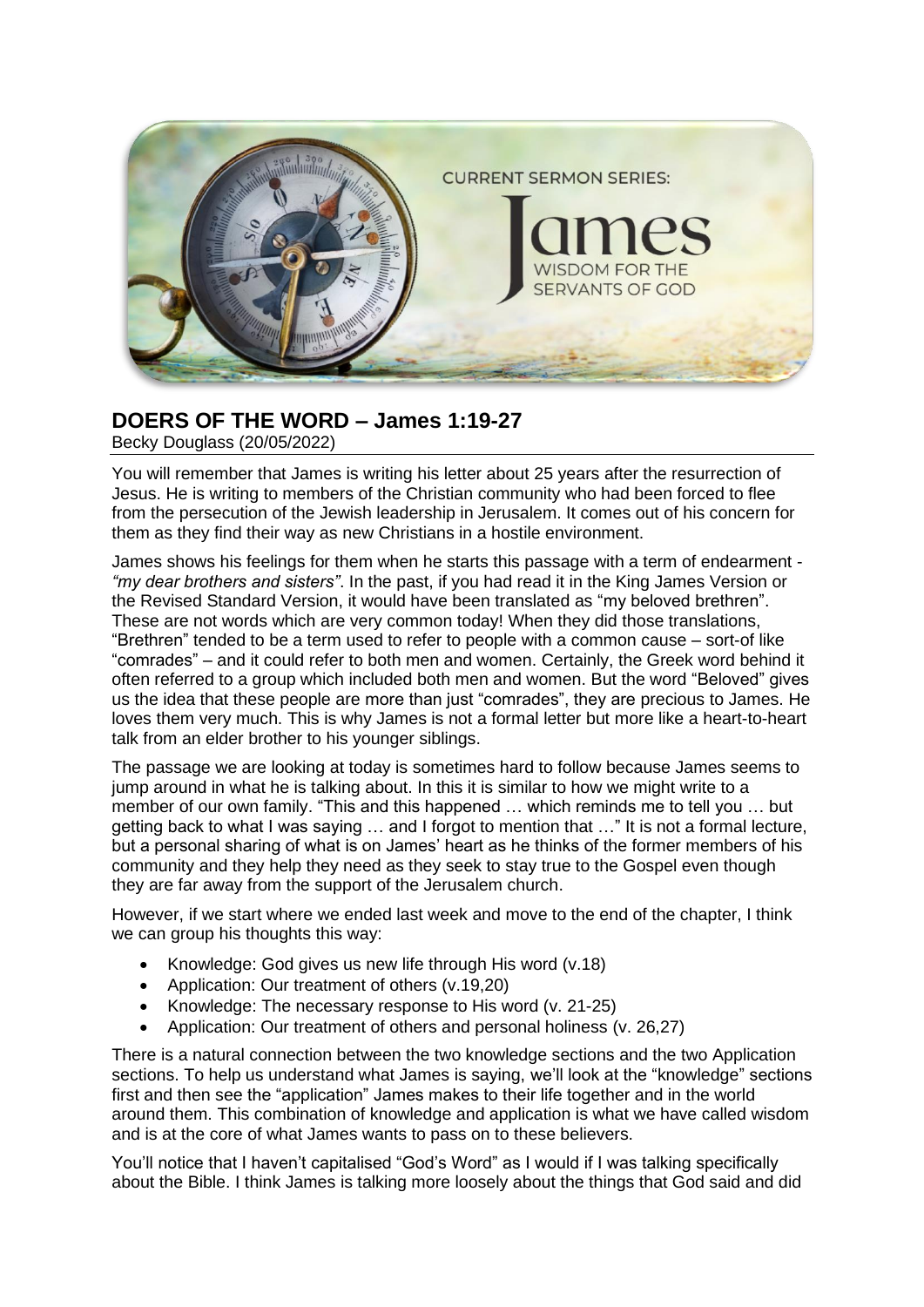# DOERS OF THE WORD – James 1:19-27

Becky Douglass (20/05/2022)

You will remember that James is writing his letter about 25 years after the resurrection of Jesus. He is writing to members of the Christian community who had been forced to flee from the persecution of the Jewish leadership in Jerusalem. It comes out of his concern for them as they find their way as new Christians in a hostile environment.

James shows his feelings for them when he starts this passage with a term of endearment - *"my dear brothers and sisters"*. In the past, if you had read it in the King James Version or the Revised Standard Version, it would have been translated as "my beloved brethren". These are not words which are very common today! When they did those translations, "Brethren" tended to be a term used to refer to people with a common cause – sort-of like "comrades" – and it could refer to both men and women. Certainly, the Greek word behind it often referred to a group which included both men and women. But the word "Beloved" gives us the idea that these people are more than just "comrades", they are precious to James. He loves them very much. This is why James is not a formal letter but more like a heart-to-heart talk from an elder brother to his younger siblings.

The passage we are looking at today is sometimes hard to follow because James seems to jump around in what he is talking about. In this it is similar to how we might write to a member of our own family. "This and this happened … which reminds me to tell you … but getting back to what I was saying … and I forgot to mention that …" It is not a formal lecture, but a personal sharing of what is on James' heart as he thinks of the former members of his community and they help they need as they seek to stay true to the Gospel even though they are far away from the support of the Jerusalem church.

However, if we start where we ended last week and move to the end of the chapter, I think we can group his thoughts this way:

- Knowledge: God gives us new life through His word (v.18)
- Application: Our treatment of others (v.19,20)
- Knowledge: The necessary response to His word (v. 21-25)
- Application: Our treatment of others and personal holiness (v. 26,27)

There is a natural connection between the two knowledge sections and the two Application sections. To help us understand what James is saying, we'll look at the "knowledge" sections first and then see the "application" James makes to their life together and in the world around them. This combination of knowledge and application is what we have called wisdom and is at the core of what James wants to pass on to these believers.

You'll notice that I haven't capitalised "God's Word" as I would if I was talking specifically about the Bible. I think James is talking more loosely about the things that God said and did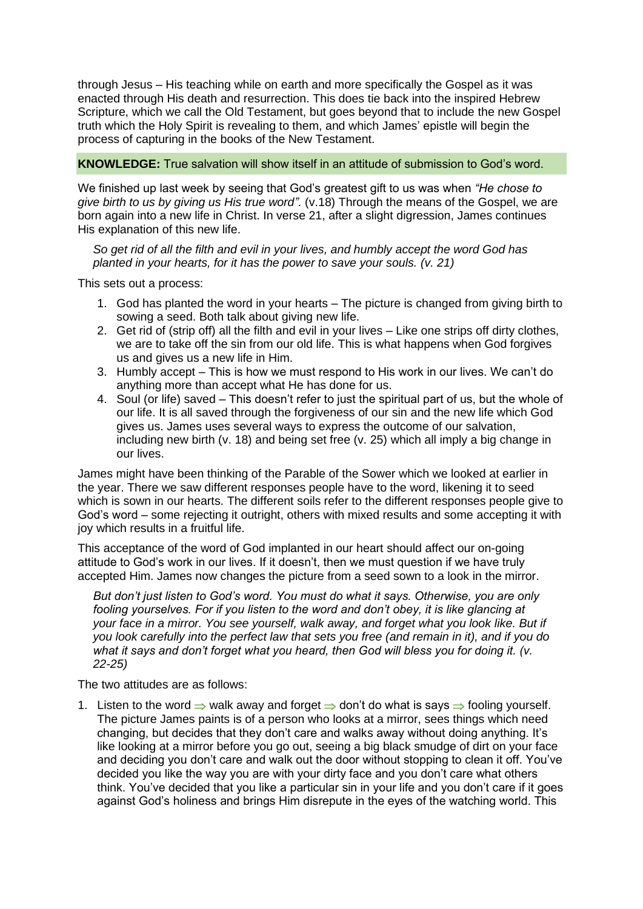through Jesus – His teaching while on earth and more specifically the Gospel as it was enacted through His death and resurrection. This does tie back into the inspired Hebrew Scripture, which we call the Old Testament, but goes beyond that to include the new Gospel truth which the Holy Spirit is revealing to them, and which James' epistle will begin the process of capturing in the books of the New Testament.

**KNOWLEDGE:** True salvation will show itself in an attitude of submission to God's word.

We finished up last week by seeing that God's greatest gift to us was when *"He chose to give birth to us by giving us His true word".* (v.18) Through the means of the Gospel, we are born again into a new life in Christ. In verse 21, after a slight digression, James continues His explanation of this new life.

> *So get rid of all the filth and evil in your lives, and humbly accept the word God has planted in your hearts, for it has the power to save your souls. (v. 21)*

This sets out a process:

1. God has planted the word in your hearts – The picture is changed from giving birth to sowing a seed. Both talk about giving new life.
2. Get rid of (strip off) all the filth and evil in your lives – Like one strips off dirty clothes, we are to take off the sin from our old life. This is what happens when God forgives us and gives us a new life in Him.
3. Humbly accept – This is how we must respond to His work in our lives. We can't do anything more than accept what He has done for us.
4. Soul (or life) saved – This doesn't refer to just the spiritual part of us, but the whole of our life. It is all saved through the forgiveness of our sin and the new life which God gives us. James uses several ways to express the outcome of our salvation, including new birth (v. 18) and being set free (v. 25) which all imply a big change in our lives.

James might have been thinking of the Parable of the Sower which we looked at earlier in the year. There we saw different responses people have to the word, likening it to seed which is sown in our hearts. The different soils refer to the different responses people give to God's word – some rejecting it outright, others with mixed results and some accepting it with joy which results in a fruitful life.

This acceptance of the word of God implanted in our heart should affect our on-going attitude to God's work in our lives. If it doesn't, then we must question if we have truly accepted Him. James now changes the picture from a seed sown to a look in the mirror.

> *But don't just listen to God's word. You must do what it says. Otherwise, you are only fooling yourselves. For if you listen to the word and don't obey, it is like glancing at your face in a mirror. You see yourself, walk away, and forget what you look like. But if you look carefully into the perfect law that sets you free (and remain in it), and if you do what it says and don't forget what you heard, then God will bless you for doing it. (v. 22-25)*

The two attitudes are as follows:

1. Listen to the word ⇒ walk away and forget ⇒ don't do what is says ⇒ fooling yourself. The picture James paints is of a person who looks at a mirror, sees things which need changing, but decides that they don't care and walks away without doing anything. It's like looking at a mirror before you go out, seeing a big black smudge of dirt on your face and deciding you don't care and walk out the door without stopping to clean it off. You've decided you like the way you are with your dirty face and you don't care what others think. You've decided that you like a particular sin in your life and you don't care if it goes against God's holiness and brings Him disrepute in the eyes of the watching world. This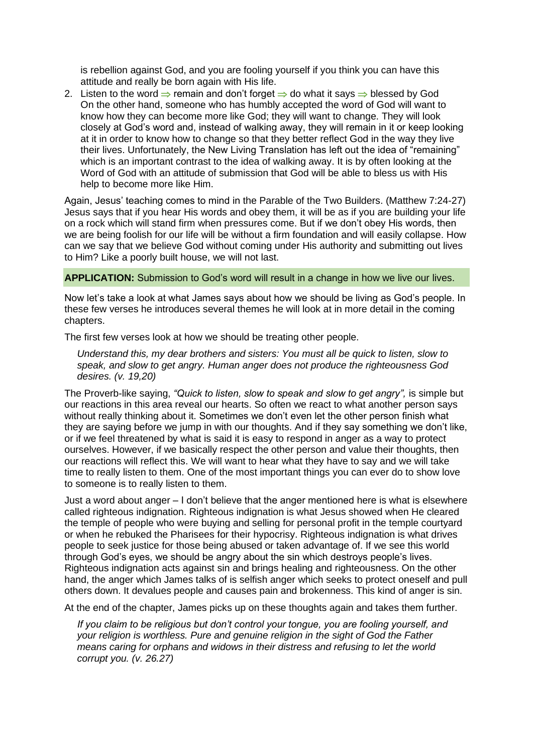is rebellion against God, and you are fooling yourself if you think you can have this attitude and really be born again with His life.

2. Listen to the word ⇒ remain and don't forget ⇒ do what it says ⇒ blessed by God
   On the other hand, someone who has humbly accepted the word of God will want to know how they can become more like God; they will want to change. They will look closely at God's word and, instead of walking away, they will remain in it or keep looking at it in order to know how to change so that they better reflect God in the way they live their lives. Unfortunately, the New Living Translation has left out the idea of "remaining" which is an important contrast to the idea of walking away. It is by often looking at the Word of God with an attitude of submission that God will be able to bless us with His help to become more like Him.

Again, Jesus' teaching comes to mind in the Parable of the Two Builders. (Matthew 7:24-27) Jesus says that if you hear His words and obey them, it will be as if you are building your life on a rock which will stand firm when pressures come. But if we don't obey His words, then we are being foolish for our life will be without a firm foundation and will easily collapse. How can we say that we believe God without coming under His authority and submitting out lives to Him? Like a poorly built house, we will not last.

**APPLICATION:** Submission to God's word will result in a change in how we live our lives.

Now let's take a look at what James says about how we should be living as God's people. In these few verses he introduces several themes he will look at in more detail in the coming chapters.

The first few verses look at how we should be treating other people.

> *Understand this, my dear brothers and sisters: You must all be quick to listen, slow to speak, and slow to get angry. Human anger does not produce the righteousness God desires. (v. 19,20)*

The Proverb-like saying, *"Quick to listen, slow to speak and slow to get angry",* is simple but our reactions in this area reveal our hearts. So often we react to what another person says without really thinking about it. Sometimes we don't even let the other person finish what they are saying before we jump in with our thoughts. And if they say something we don't like, or if we feel threatened by what is said it is easy to respond in anger as a way to protect ourselves. However, if we basically respect the other person and value their thoughts, then our reactions will reflect this. We will want to hear what they have to say and we will take time to really listen to them. One of the most important things you can ever do to show love to someone is to really listen to them.

Just a word about anger – I don't believe that the anger mentioned here is what is elsewhere called righteous indignation. Righteous indignation is what Jesus showed when He cleared the temple of people who were buying and selling for personal profit in the temple courtyard or when he rebuked the Pharisees for their hypocrisy. Righteous indignation is what drives people to seek justice for those being abused or taken advantage of. If we see this world through God's eyes, we should be angry about the sin which destroys people's lives. Righteous indignation acts against sin and brings healing and righteousness. On the other hand, the anger which James talks of is selfish anger which seeks to protect oneself and pull others down. It devalues people and causes pain and brokenness. This kind of anger is sin.

At the end of the chapter, James picks up on these thoughts again and takes them further.

> *If you claim to be religious but don't control your tongue, you are fooling yourself, and your religion is worthless. Pure and genuine religion in the sight of God the Father means caring for orphans and widows in their distress and refusing to let the world corrupt you. (v. 26.27)*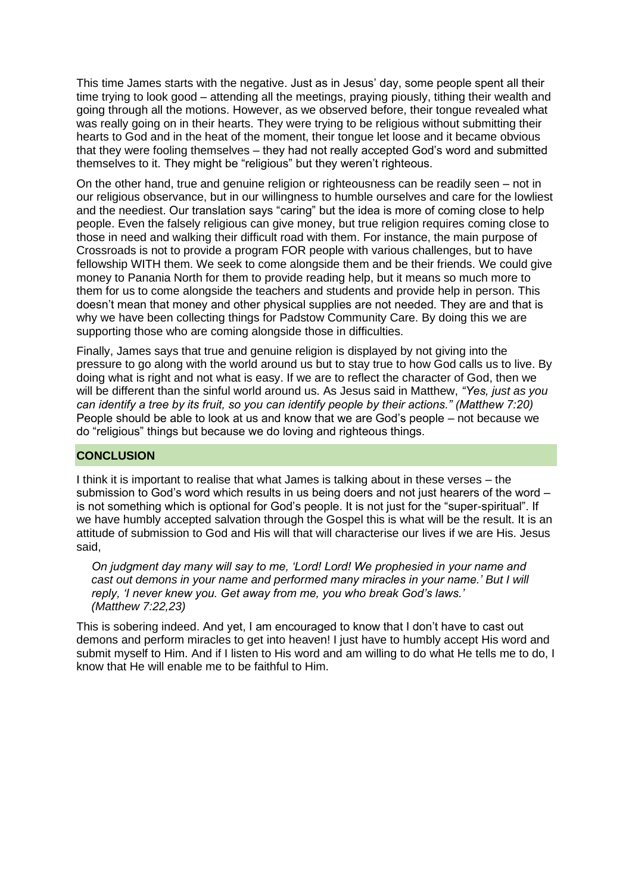This time James starts with the negative. Just as in Jesus' day, some people spent all their time trying to look good – attending all the meetings, praying piously, tithing their wealth and going through all the motions. However, as we observed before, their tongue revealed what was really going on in their hearts. They were trying to be religious without submitting their hearts to God and in the heat of the moment, their tongue let loose and it became obvious that they were fooling themselves – they had not really accepted God's word and submitted themselves to it. They might be "religious" but they weren't righteous.

On the other hand, true and genuine religion or righteousness can be readily seen – not in our religious observance, but in our willingness to humble ourselves and care for the lowliest and the neediest. Our translation says "caring" but the idea is more of coming close to help people. Even the falsely religious can give money, but true religion requires coming close to those in need and walking their difficult road with them. For instance, the main purpose of Crossroads is not to provide a program FOR people with various challenges, but to have fellowship WITH them. We seek to come alongside them and be their friends. We could give money to Panania North for them to provide reading help, but it means so much more to them for us to come alongside the teachers and students and provide help in person. This doesn't mean that money and other physical supplies are not needed. They are and that is why we have been collecting things for Padstow Community Care. By doing this we are supporting those who are coming alongside those in difficulties.

Finally, James says that true and genuine religion is displayed by not giving into the pressure to go along with the world around us but to stay true to how God calls us to live. By doing what is right and not what is easy. If we are to reflect the character of God, then we will be different than the sinful world around us. As Jesus said in Matthew, *"Yes, just as you can identify a tree by its fruit, so you can identify people by their actions." (Matthew 7:20)* People should be able to look at us and know that we are God's people – not because we do "religious" things but because we do loving and righteous things.

## CONCLUSION

I think it is important to realise that what James is talking about in these verses – the submission to God's word which results in us being doers and not just hearers of the word – is not something which is optional for God's people. It is not just for the "super-spiritual". If we have humbly accepted salvation through the Gospel this is what will be the result. It is an attitude of submission to God and His will that will characterise our lives if we are His. Jesus said,

> *On judgment day many will say to me, 'Lord! Lord! We prophesied in your name and cast out demons in your name and performed many miracles in your name.' But I will reply, 'I never knew you. Get away from me, you who break God's laws.' (Matthew 7:22,23)*

This is sobering indeed. And yet, I am encouraged to know that I don't have to cast out demons and perform miracles to get into heaven! I just have to humbly accept His word and submit myself to Him. And if I listen to His word and am willing to do what He tells me to do, I know that He will enable me to be faithful to Him.